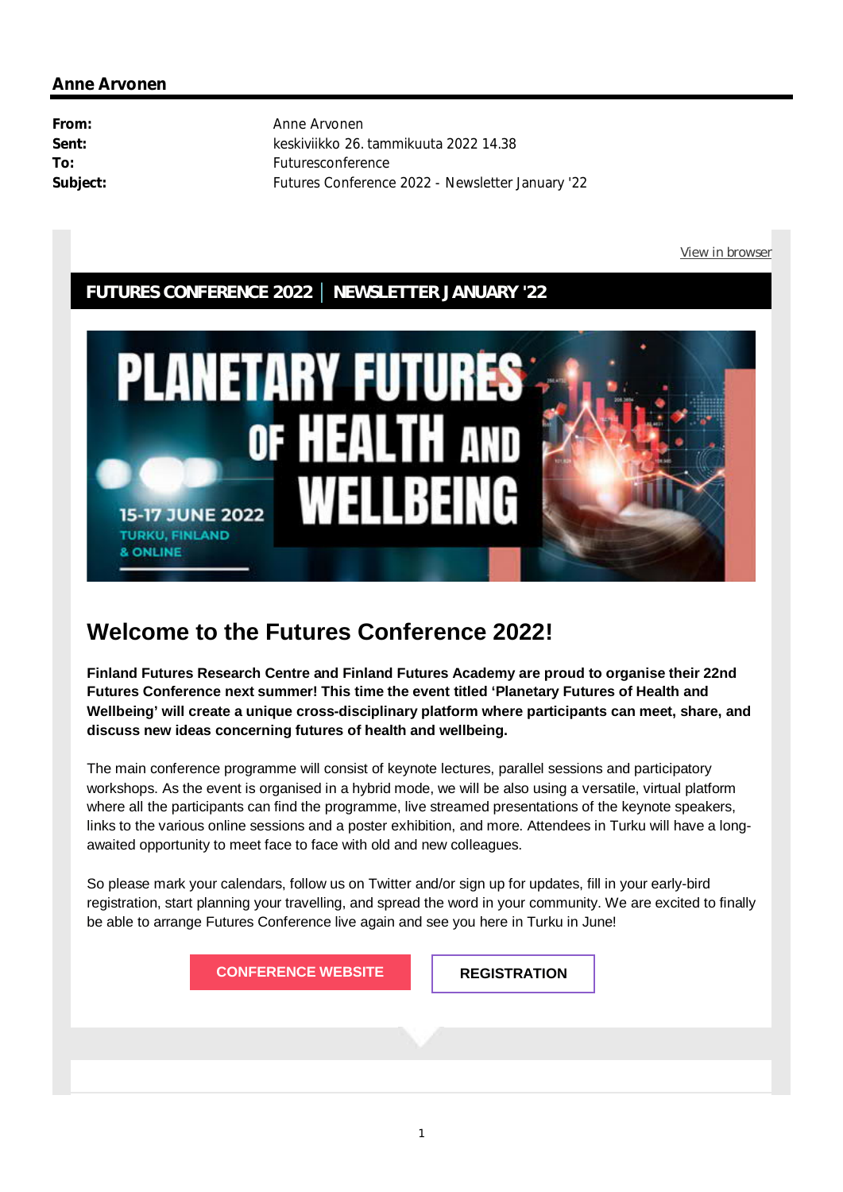**Anne Arvonen**

| | |
|---|---|
| **From:** | Anne Arvonen |
| **Sent:** | keskiviikko 26. tammikuuta 2022 14.38 |
| **To:** | Futuresconference |
| **Subject:** | Futures Conference 2022 - Newsletter January '22 |

View in browser

**FUTURES CONFERENCE 2022 | NEWSLETTER JANUARY '22**

PLANETARY FUTURES OF HEALTH AND WELLBEING

15-17 JUNE 2022
TURKU, FINLAND
& ONLINE

## Welcome to the Futures Conference 2022!

**Finland Futures Research Centre and Finland Futures Academy are proud to organise their 22nd Futures Conference next summer! This time the event titled 'Planetary Futures of Health and Wellbeing' will create a unique cross-disciplinary platform where participants can meet, share, and discuss new ideas concerning futures of health and wellbeing.**

The main conference programme will consist of keynote lectures, parallel sessions and participatory workshops. As the event is organised in a hybrid mode, we will be also using a versatile, virtual platform where all the participants can find the programme, live streamed presentations of the keynote speakers, links to the various online sessions and a poster exhibition, and more. Attendees in Turku will have a long-awaited opportunity to meet face to face with old and new colleagues.

So please mark your calendars, follow us on Twitter and/or sign up for updates, fill in your early-bird registration, start planning your travelling, and spread the word in your community. We are excited to finally be able to arrange Futures Conference live again and see you here in Turku in June!

CONFERENCE WEBSITE | REGISTRATION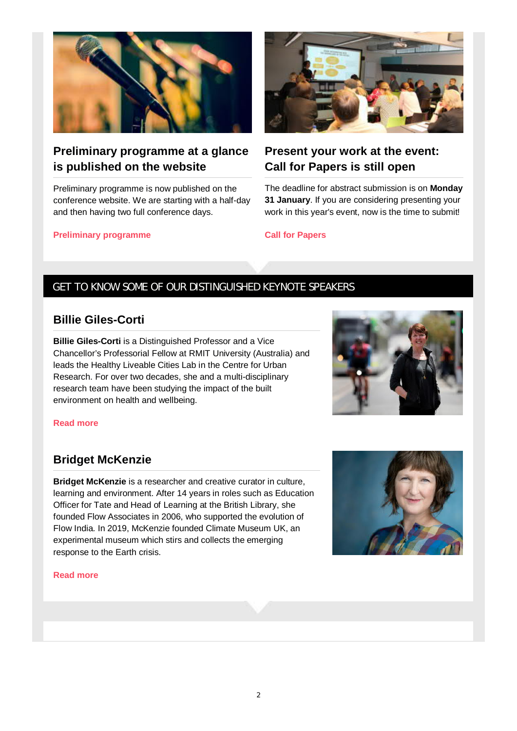## Preliminary programme at a glance is published on the website

Preliminary programme is now published on the conference website. We are starting with a half-day and then having two full conference days.

**Preliminary programme**

## Present your work at the event: Call for Papers is still open

The deadline for abstract submission is on **Monday 31 January**. If you are considering presenting your work in this year's event, now is the time to submit!

**Call for Papers**

# GET TO KNOW SOME OF OUR DISTINGUISHED KEYNOTE SPEAKERS

## Billie Giles-Corti

**Billie Giles-Corti** is a Distinguished Professor and a Vice Chancellor's Professorial Fellow at RMIT University (Australia) and leads the Healthy Liveable Cities Lab in the Centre for Urban Research. For over two decades, she and a multi-disciplinary research team have been studying the impact of the built environment on health and wellbeing.

**Read more**

## Bridget McKenzie

**Bridget McKenzie** is a researcher and creative curator in culture, learning and environment. After 14 years in roles such as Education Officer for Tate and Head of Learning at the British Library, she founded Flow Associates in 2006, who supported the evolution of Flow India. In 2019, McKenzie founded Climate Museum UK, an experimental museum which stirs and collects the emerging response to the Earth crisis.

**Read more**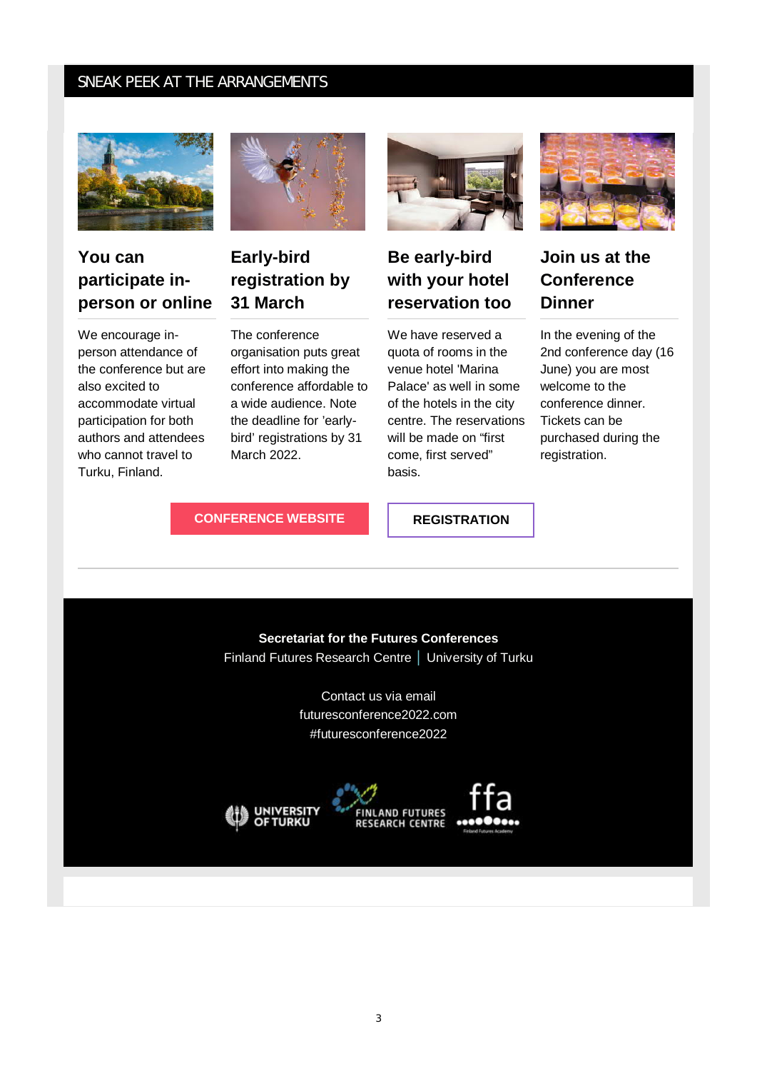## SNEAK PEEK AT THE ARRANGEMENTS

### You can participate in-person or online

We encourage in-person attendance of the conference but are also excited to accommodate virtual participation for both authors and attendees who cannot travel to Turku, Finland.

### Early-bird registration by 31 March

The conference organisation puts great effort into making the conference affordable to a wide audience. Note the deadline for 'early-bird' registrations by 31 March 2022.

### Be early-bird with your hotel reservation too

We have reserved a quota of rooms in the venue hotel 'Marina Palace' as well in some of the hotels in the city centre. The reservations will be made on "first come, first served" basis.

### Join us at the Conference Dinner

In the evening of the 2nd conference day (16 June) you are most welcome to the conference dinner. Tickets can be purchased during the registration.

**CONFERENCE WEBSITE**

**REGISTRATION**

---

**Secretariat for the Futures Conferences**

Finland Futures Research Centre | University of Turku

Contact us via email

futuresconference2022.com

#futuresconference2022

UNIVERSITY OF TURKU

FINLAND FUTURES RESEARCH CENTRE

ffa

Finland Futures Academy